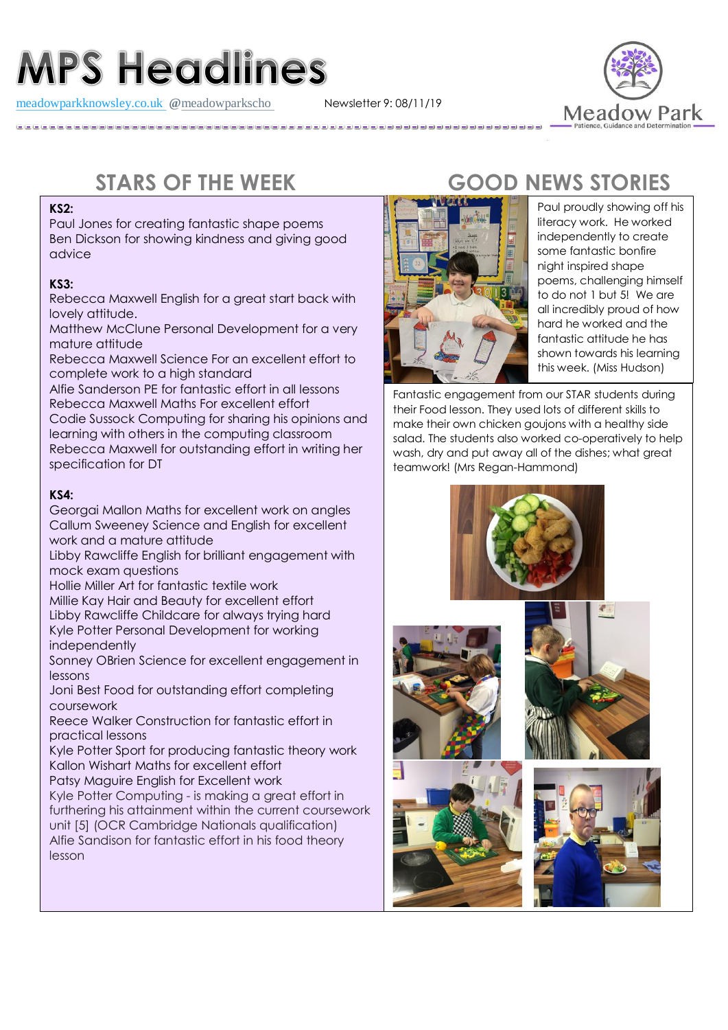# MPS Headlines

meadowparkknowsley.co.uk @meadowparkscho Newsletter 9: 08/11/19

Meadow Park
Patience, Guidance and Determination

## STARS OF THE WEEK

**KS2:**

Paul Jones for creating fantastic shape poems
Ben Dickson for showing kindness and giving good advice

**KS3:**

Rebecca Maxwell English for a great start back with lovely attitude.
Matthew McClune Personal Development for a very mature attitude
Rebecca Maxwell Science For an excellent effort to complete work to a high standard
Alfie Sanderson PE for fantastic effort in all lessons
Rebecca Maxwell Maths For excellent effort
Codie Sussock Computing for sharing his opinions and learning with others in the computing classroom
Rebecca Maxwell for outstanding effort in writing her specification for DT

**KS4:**

Georgai Mallon Maths for excellent work on angles
Callum Sweeney Science and English for excellent work and a mature attitude
Libby Rawcliffe English for brilliant engagement with mock exam questions
Hollie Miller Art for fantastic textile work
Millie Kay Hair and Beauty for excellent effort
Libby Rawcliffe Childcare for always trying hard
Kyle Potter Personal Development for working independently
Sonney OBrien Science for excellent engagement in lessons
Joni Best Food for outstanding effort completing coursework
Reece Walker Construction for fantastic effort in practical lessons
Kyle Potter Sport for producing fantastic theory work
Kallon Wishart Maths for excellent effort
Patsy Maguire English for Excellent work
Kyle Potter Computing - is making a great effort in furthering his attainment within the current coursework unit [5] (OCR Cambridge Nationals qualification)
Alfie Sandison for fantastic effort in his food theory lesson

## GOOD NEWS STORIES

Paul proudly showing off his literacy work. He worked independently to create some fantastic bonfire night inspired shape poems, challenging himself to do not 1 but 5! We are all incredibly proud of how hard he worked and the fantastic attitude he has shown towards his learning this week. (Miss Hudson)

Fantastic engagement from our STAR students during their Food lesson. They used lots of different skills to make their own chicken goujons with a healthy side salad. The students also worked co-operatively to help wash, dry and put away all of the dishes; what great teamwork! (Mrs Regan-Hammond)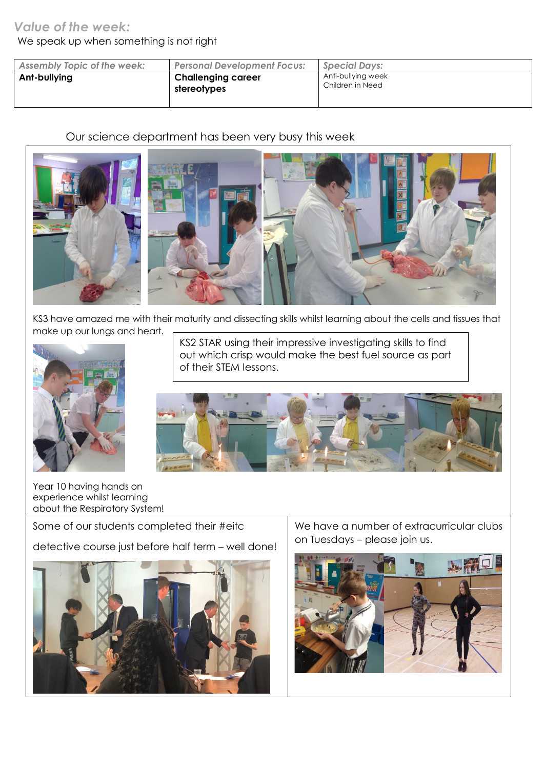*Value of the week:*

We speak up when something is not right

| *Assembly Topic of the week:* | *Personal Development Focus:* | *Special Days:* |
|---|---|---|
| **Ant-bullying** | **Challenging career stereotypes** | Anti-bullying week<br>Children in Need |

Our science department has been very busy this week

KS3 have amazed me with their maturity and dissecting skills whilst learning about the cells and tissues that make up our lungs and heart.

KS2 STAR using their impressive investigating skills to find out which crisp would make the best fuel source as part of their STEM lessons.

Year 10 having hands on experience whilst learning about the Respiratory System!

Some of our students completed their #eitc detective course just before half term – well done!

We have a number of extracurricular clubs on Tuesdays – please join us.